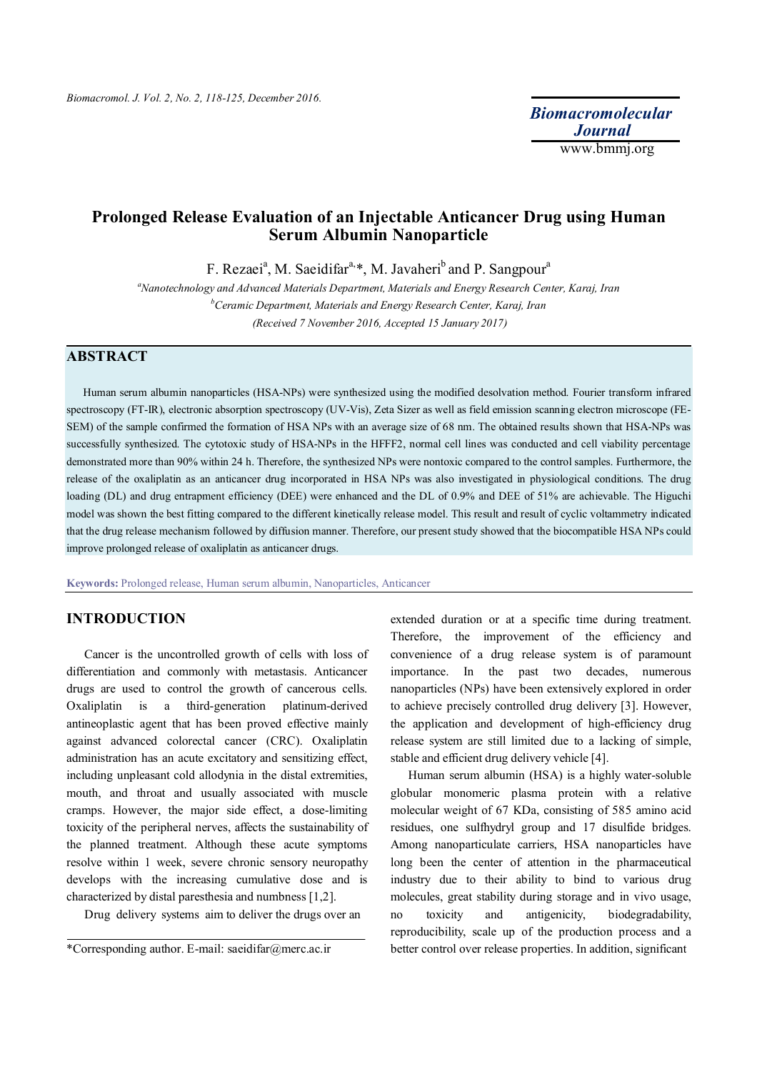# Prolonged Release Evaluation of an Injectable Anticancer Drug using Human Serum Albumin Nanoparticle

F. Rezaei[a], M. Saeidifar[a,*], M. Javaheri[b] and P. Sangpour[a]

[a]Nanotechnology and Advanced Materials Department, Materials and Energy Research Center, Karaj, Iran

[b]Ceramic Department, Materials and Energy Research Center, Karaj, Iran

(Received 7 November 2016, Accepted 15 January 2017)

## ABSTRACT

Human serum albumin nanoparticles (HSA-NPs) were synthesized using the modified desolvation method. Fourier transform infrared spectroscopy (FT-IR), electronic absorption spectroscopy (UV-Vis), Zeta Sizer as well as field emission scanning electron microscope (FE-SEM) of the sample confirmed the formation of HSA NPs with an average size of 68 nm. The obtained results shown that HSA-NPs was successfully synthesized. The cytotoxic study of HSA-NPs in the HFFF2, normal cell lines was conducted and cell viability percentage demonstrated more than 90% within 24 h. Therefore, the synthesized NPs were nontoxic compared to the control samples. Furthermore, the release of the oxaliplatin as an anticancer drug incorporated in HSA NPs was also investigated in physiological conditions. The drug loading (DL) and drug entrapment efficiency (DEE) were enhanced and the DL of 0.9% and DEE of 51% are achievable. The Higuchi model was shown the best fitting compared to the different kinetically release model. This result and result of cyclic voltammetry indicated that the drug release mechanism followed by diffusion manner. Therefore, our present study showed that the biocompatible HSA NPs could improve prolonged release of oxaliplatin as anticancer drugs.

**Keywords:** Prolonged release, Human serum albumin, Nanoparticles, Anticancer

## INTRODUCTION

Cancer is the uncontrolled growth of cells with loss of differentiation and commonly with metastasis. Anticancer drugs are used to control the growth of cancerous cells. Oxaliplatin is a third-generation platinum-derived antineoplastic agent that has been proved effective mainly against advanced colorectal cancer (CRC). Oxaliplatin administration has an acute excitatory and sensitizing effect, including unpleasant cold allodynia in the distal extremities, mouth, and throat and usually associated with muscle cramps. However, the major side effect, a dose-limiting toxicity of the peripheral nerves, affects the sustainability of the planned treatment. Although these acute symptoms resolve within 1 week, severe chronic sensory neuropathy develops with the increasing cumulative dose and is characterized by distal paresthesia and numbness [1,2].

Drug delivery systems aim to deliver the drugs over an extended duration or at a specific time during treatment. Therefore, the improvement of the efficiency and convenience of a drug release system is of paramount importance. In the past two decades, numerous nanoparticles (NPs) have been extensively explored in order to achieve precisely controlled drug delivery [3]. However, the application and development of high-efficiency drug release system are still limited due to a lacking of simple, stable and efficient drug delivery vehicle [4].

Human serum albumin (HSA) is a highly water-soluble globular monomeric plasma protein with a relative molecular weight of 67 KDa, consisting of 585 amino acid residues, one sulfhydryl group and 17 disulfide bridges. Among nanoparticulate carriers, HSA nanoparticles have long been the center of attention in the pharmaceutical industry due to their ability to bind to various drug molecules, great stability during storage and in vivo usage, no toxicity and antigenicity, biodegradability, reproducibility, scale up of the production process and a better control over release properties. In addition, significant

*Corresponding author. E-mail: saeidifar@merc.ac.ir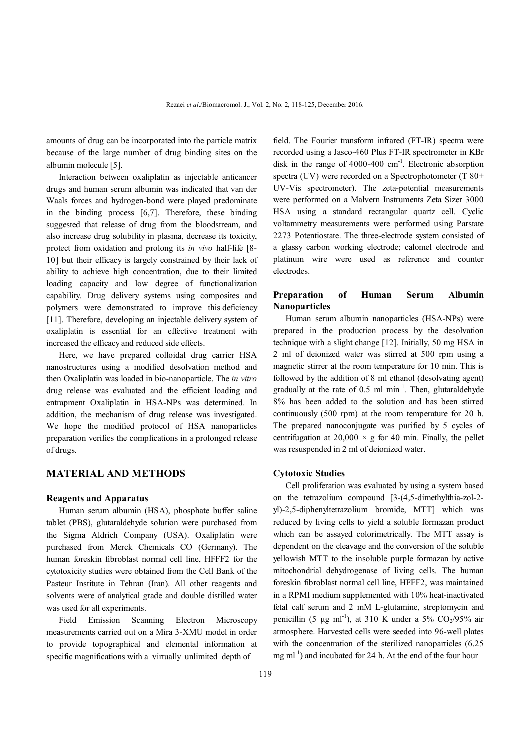amounts of drug can be incorporated into the particle matrix because of the large number of drug binding sites on the albumin molecule [5].

Interaction between oxaliplatin as injectable anticancer drugs and human serum albumin was indicated that van der Waals forces and hydrogen-bond were played predominate in the binding process [6,7]. Therefore, these binding suggested that release of drug from the bloodstream, and also increase drug solubility in plasma, decrease its toxicity, protect from oxidation and prolong its *in vivo* half-life [8-10] but their efficacy is largely constrained by their lack of ability to achieve high concentration, due to their limited loading capacity and low degree of functionalization capability. Drug delivery systems using composites and polymers were demonstrated to improve this deficiency [11]. Therefore, developing an injectable delivery system of oxaliplatin is essential for an effective treatment with increased the efficacy and reduced side effects.

Here, we have prepared colloidal drug carrier HSA nanostructures using a modified desolvation method and then Oxaliplatin was loaded in bio-nanoparticle. The *in vitro* drug release was evaluated and the efficient loading and entrapment Oxaliplatin in HSA-NPs was determined. In addition, the mechanism of drug release was investigated. We hope the modified protocol of HSA nanoparticles preparation verifies the complications in a prolonged release of drugs.

## MATERIAL AND METHODS

### Reagents and Apparatus

Human serum albumin (HSA), phosphate buffer saline tablet (PBS), glutaraldehyde solution were purchased from the Sigma Aldrich Company (USA). Oxaliplatin were purchased from Merck Chemicals CO (Germany). The human foreskin fibroblast normal cell line, HFFF2 for the cytotoxicity studies were obtained from the Cell Bank of the Pasteur Institute in Tehran (Iran). All other reagents and solvents were of analytical grade and double distilled water was used for all experiments.

Field Emission Scanning Electron Microscopy measurements carried out on a Mira 3-XMU model in order to provide topographical and elemental information at specific magnifications with a virtually unlimited depth of field. The Fourier transform infrared (FT-IR) spectra were recorded using a Jasco-460 Plus FT-IR spectrometer in KBr disk in the range of 4000-400 $cm^{-1}$. Electronic absorption spectra (UV) were recorded on a Spectrophotometer (T 80+ UV-Vis spectrometer). The zeta-potential measurements were performed on a Malvern Instruments Zeta Sizer 3000 HSA using a standard rectangular quartz cell. Cyclic voltammetry measurements were performed using Parstate 2273 Potentiostate. The three-electrode system consisted of a glassy carbon working electrode; calomel electrode and platinum wire were used as reference and counter electrodes.

### Preparation of Human Serum Albumin Nanoparticles

Human serum albumin nanoparticles (HSA-NPs) were prepared in the production process by the desolvation technique with a slight change [12]. Initially, 50 mg HSA in 2 ml of deionized water was stirred at 500 rpm using a magnetic stirrer at the room temperature for 10 min. This is followed by the addition of 8 ml ethanol (desolvating agent) gradually at the rate of 0.5 ml $min^{-1}$. Then, glutaraldehyde 8% has been added to the solution and has been stirred continuously (500 rpm) at the room temperature for 20 h. The prepared nanoconjugate was purified by 5 cycles of centrifugation at 20,000 × g for 40 min. Finally, the pellet was resuspended in 2 ml of deionized water.

### Cytotoxic Studies

Cell proliferation was evaluated by using a system based on the tetrazolium compound [3-(4,5-dimethylthia-zol-2-yl)-2,5-diphenyltetrazolium bromide, MTT] which was reduced by living cells to yield a soluble formazan product which can be assayed colorimetrically. The MTT assay is dependent on the cleavage and the conversion of the soluble yellowish MTT to the insoluble purple formazan by active mitochondrial dehydrogenase of living cells. The human foreskin fibroblast normal cell line, HFFF2, was maintained in a RPMI medium supplemented with 10% heat-inactivated fetal calf serum and 2 mM L-glutamine, streptomycin and penicillin (5 μg $ml^{-1}$), at 310 K under a 5% $CO_2$/95% air atmosphere. Harvested cells were seeded into 96-well plates with the concentration of the sterilized nanoparticles (6.25 mg $ml^{-1}$) and incubated for 24 h. At the end of the four hour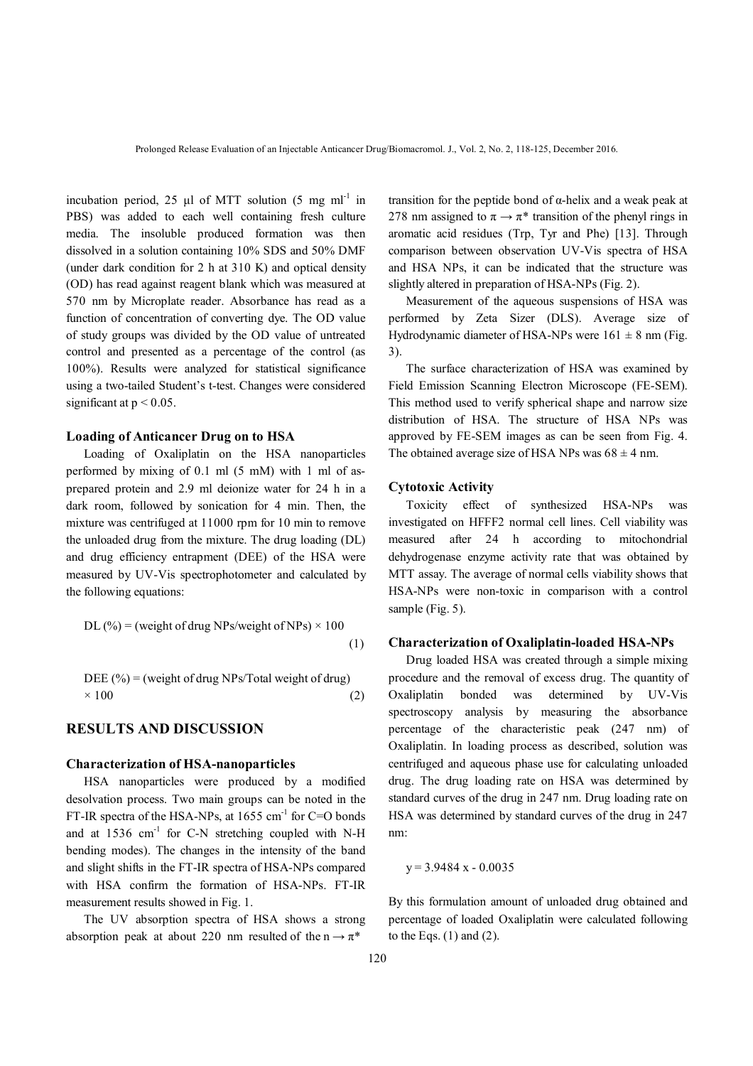incubation period, 25 µl of MTT solution (5 mg $ml^{-1}$ in PBS) was added to each well containing fresh culture media. The insoluble produced formation was then dissolved in a solution containing 10% SDS and 50% DMF (under dark condition for 2 h at 310 K) and optical density (OD) has read against reagent blank which was measured at 570 nm by Microplate reader. Absorbance has read as a function of concentration of converting dye. The OD value of study groups was divided by the OD value of untreated control and presented as a percentage of the control (as 100%). Results were analyzed for statistical significance using a two-tailed Student's t-test. Changes were considered significant at $p < 0.05$.

### Loading of Anticancer Drug on to HSA

Loading of Oxaliplatin on the HSA nanoparticles performed by mixing of 0.1 ml (5 mM) with 1 ml of as-prepared protein and 2.9 ml deionize water for 24 h in a dark room, followed by sonication for 4 min. Then, the mixture was centrifuged at 11000 rpm for 10 min to remove the unloaded drug from the mixture. The drug loading (DL) and drug efficiency entrapment (DEE) of the HSA were measured by UV-Vis spectrophotometer and calculated by the following equations:

$$\text{DL (\%)} = (\text{weight of drug NPs/weight of NPs}) \times 100 \quad (1)$$

$$\text{DEE (\%)} = (\text{weight of drug NPs/Total weight of drug}) \times 100 \quad (2)$$

## RESULTS AND DISCUSSION

### Characterization of HSA-nanoparticles

HSA nanoparticles were produced by a modified desolvation process. Two main groups can be noted in the FT-IR spectra of the HSA-NPs, at 1655 $cm^{-1}$ for C=O bonds and at 1536 $cm^{-1}$ for C-N stretching coupled with N-H bending modes). The changes in the intensity of the band and slight shifts in the FT-IR spectra of HSA-NPs compared with HSA confirm the formation of HSA-NPs. FT-IR measurement results showed in Fig. 1.

The UV absorption spectra of HSA shows a strong absorption peak at about 220 nm resulted of the $n \rightarrow \pi^*$ transition for the peptide bond of α-helix and a weak peak at 278 nm assigned to $\pi \rightarrow \pi^*$ transition of the phenyl rings in aromatic acid residues (Trp, Tyr and Phe) [13]. Through comparison between observation UV-Vis spectra of HSA and HSA NPs, it can be indicated that the structure was slightly altered in preparation of HSA-NPs (Fig. 2).

Measurement of the aqueous suspensions of HSA was performed by Zeta Sizer (DLS). Average size of Hydrodynamic diameter of HSA-NPs were 161 ± 8 nm (Fig. 3).

The surface characterization of HSA was examined by Field Emission Scanning Electron Microscope (FE-SEM). This method used to verify spherical shape and narrow size distribution of HSA. The structure of HSA NPs was approved by FE-SEM images as can be seen from Fig. 4. The obtained average size of HSA NPs was 68 ± 4 nm.

### Cytotoxic Activity

Toxicity effect of synthesized HSA-NPs was investigated on HFFF2 normal cell lines. Cell viability was measured after 24 h according to mitochondrial dehydrogenase enzyme activity rate that was obtained by MTT assay. The average of normal cells viability shows that HSA-NPs were non-toxic in comparison with a control sample (Fig. 5).

### Characterization of Oxaliplatin-loaded HSA-NPs

Drug loaded HSA was created through a simple mixing procedure and the removal of excess drug. The quantity of Oxaliplatin bonded was determined by UV-Vis spectroscopy analysis by measuring the absorbance percentage of the characteristic peak (247 nm) of Oxaliplatin. In loading process as described, solution was centrifuged and aqueous phase use for calculating unloaded drug. The drug loading rate on HSA was determined by standard curves of the drug in 247 nm. Drug loading rate on HSA was determined by standard curves of the drug in 247 nm:

$$y = 3.9484\,x - 0.0035$$

By this formulation amount of unloaded drug obtained and percentage of loaded Oxaliplatin were calculated following to the Eqs. (1) and (2).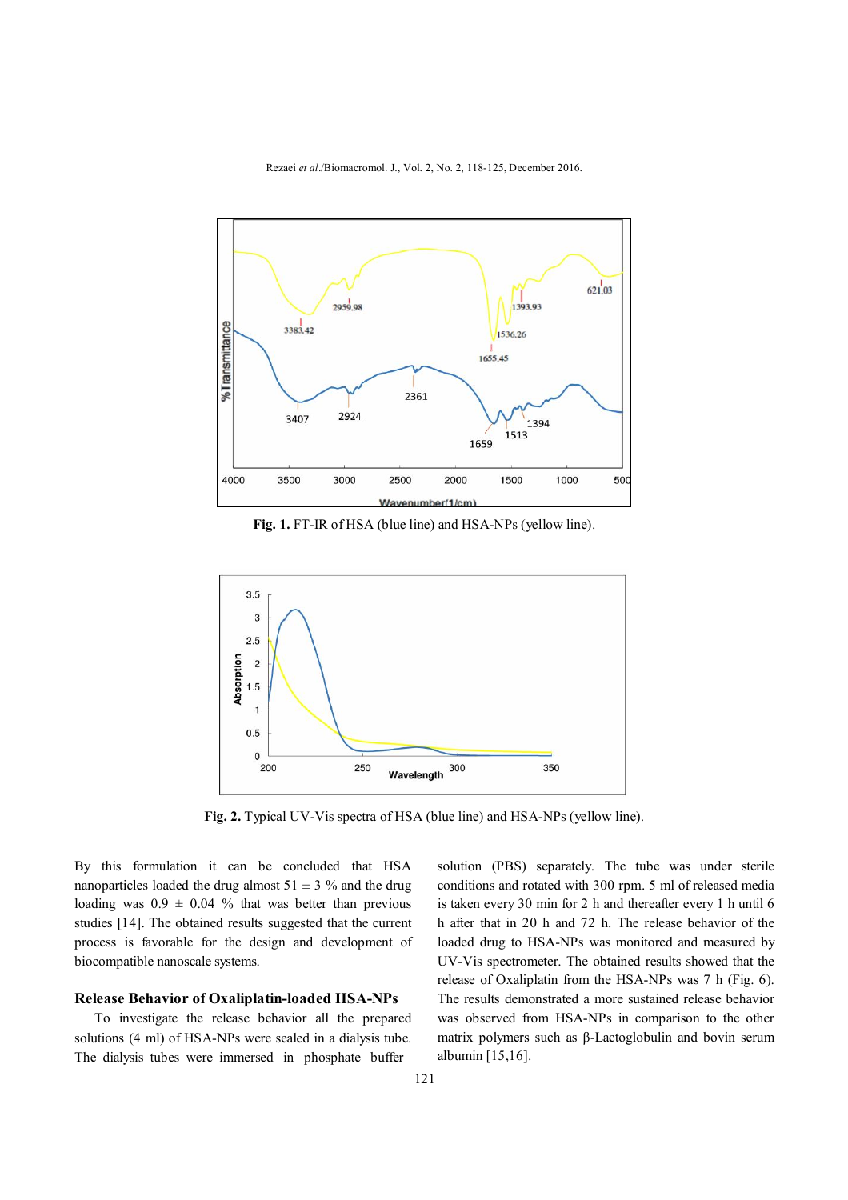Fig. 1. FT-IR of HSA (blue line) and HSA-NPs (yellow line).

Fig. 2. Typical UV-Vis spectra of HSA (blue line) and HSA-NPs (yellow line).

By this formulation it can be concluded that HSA nanoparticles loaded the drug almost 51 ± 3 % and the drug loading was 0.9 ± 0.04 % that was better than previous studies [14]. The obtained results suggested that the current process is favorable for the design and development of biocompatible nanoscale systems.

## Release Behavior of Oxaliplatin-loaded HSA-NPs

To investigate the release behavior all the prepared solutions (4 ml) of HSA-NPs were sealed in a dialysis tube. The dialysis tubes were immersed in phosphate buffer solution (PBS) separately. The tube was under sterile conditions and rotated with 300 rpm. 5 ml of released media is taken every 30 min for 2 h and thereafter every 1 h until 6 h after that in 20 h and 72 h. The release behavior of the loaded drug to HSA-NPs was monitored and measured by UV-Vis spectrometer. The obtained results showed that the release of Oxaliplatin from the HSA-NPs was 7 h (Fig. 6). The results demonstrated a more sustained release behavior was observed from HSA-NPs in comparison to the other matrix polymers such as β-Lactoglobulin and bovin serum albumin [15,16].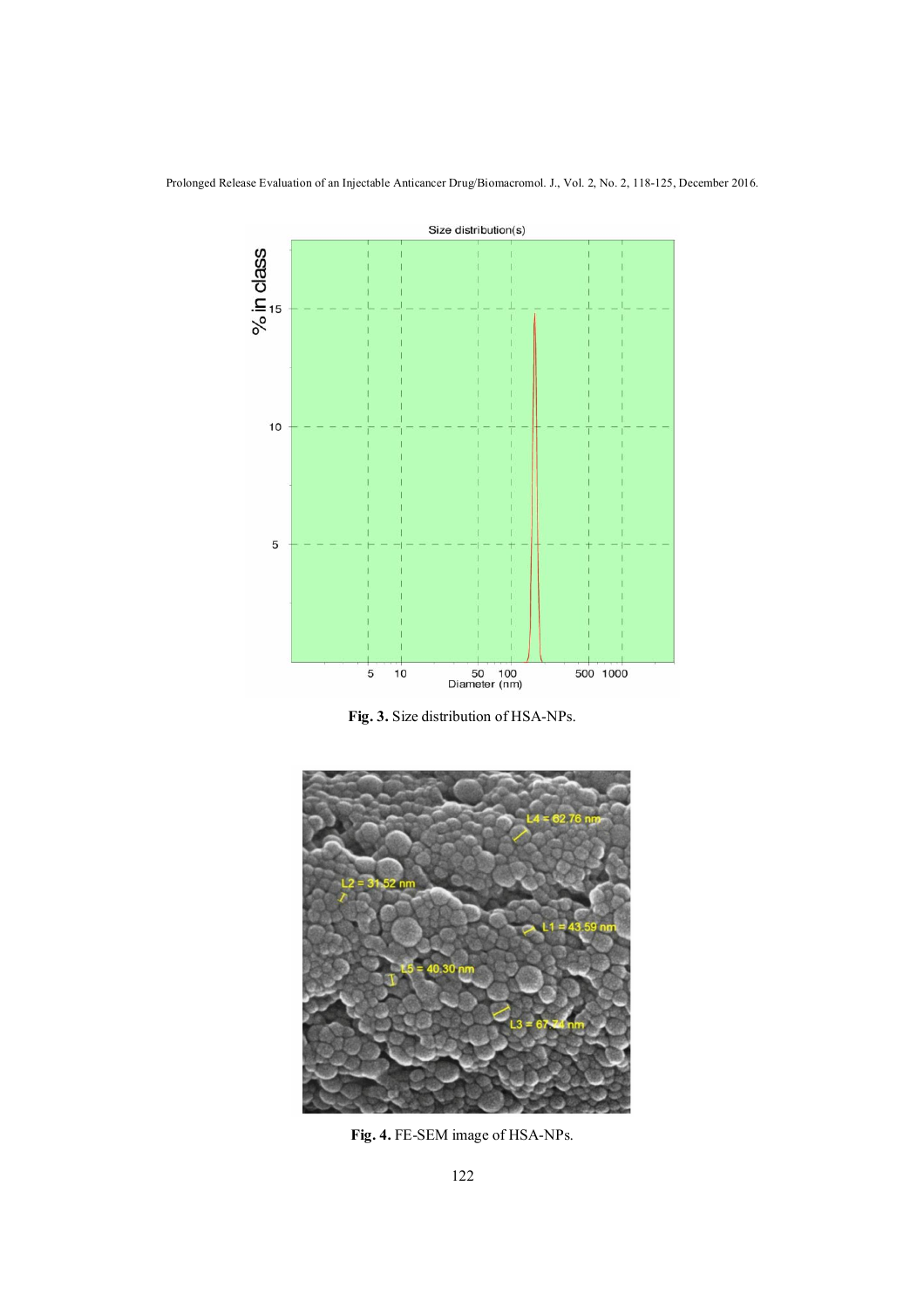Fig. 3. Size distribution of HSA-NPs.

Fig. 4. FE-SEM image of HSA-NPs.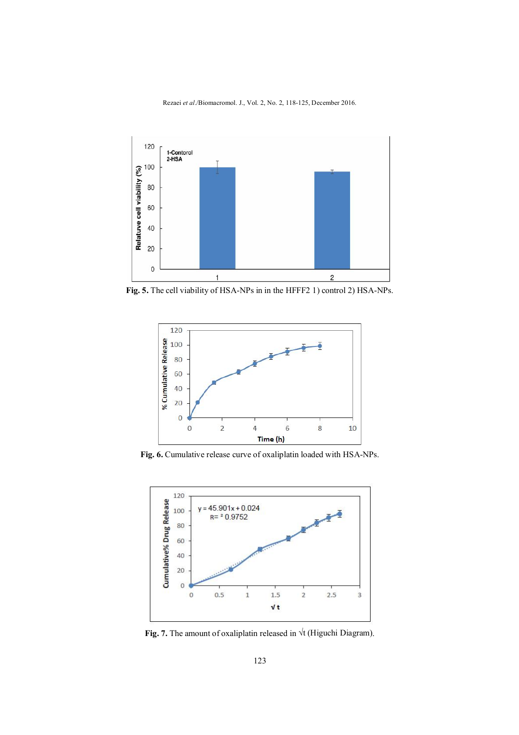**Fig. 5.** The cell viability of HSA-NPs in in the HFFF2 1) control 2) HSA-NPs.

**Fig. 6.** Cumulative release curve of oxaliplatin loaded with HSA-NPs.

**Fig. 7.** The amount of oxaliplatin released in $\sqrt{t}$ (Higuchi Diagram).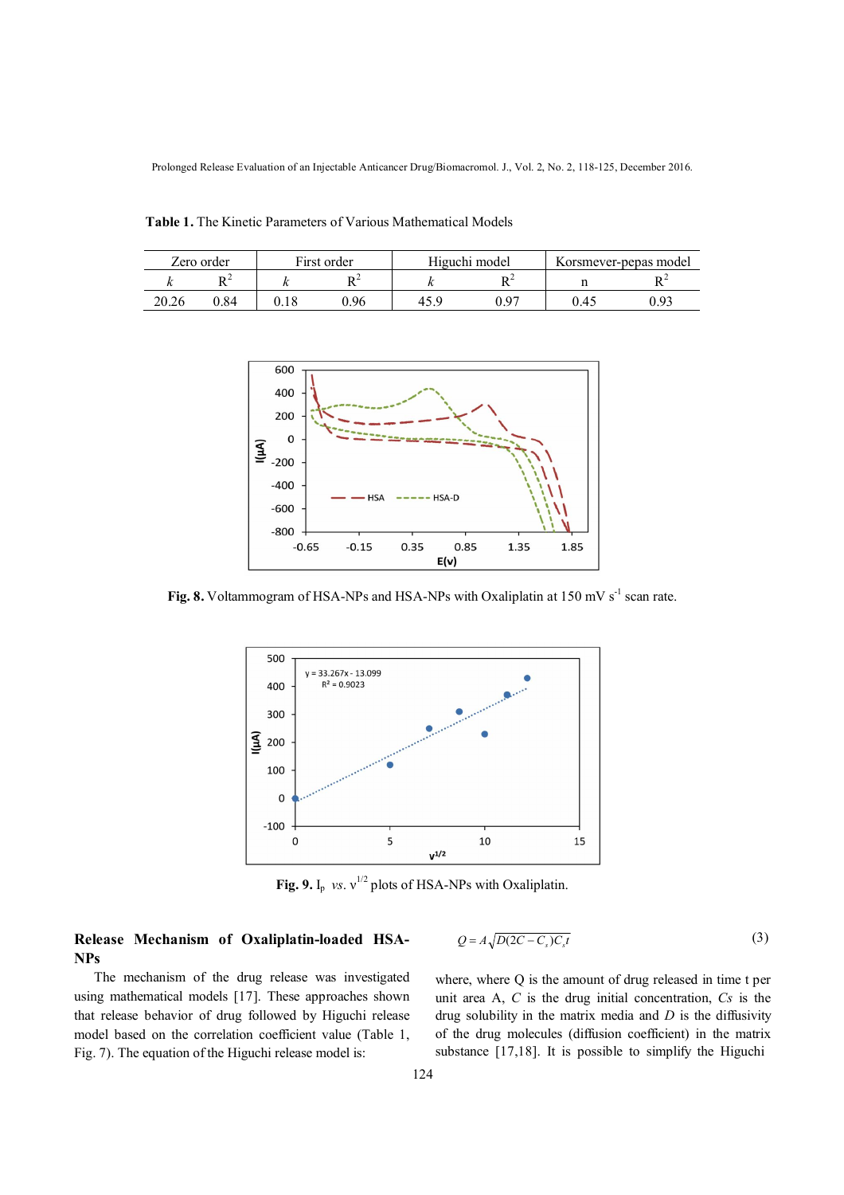**Table 1.** The Kinetic Parameters of Various Mathematical Models

| Zero order | | First order | | Higuchi model | | Korsmever-pepas model | |
|---|---|---|---|---|---|---|---|
| *k* | $R^2$ | *k* | $R^2$ | *k* | $R^2$ | n | $R^2$ |
| 20.26 | 0.84 | 0.18 | 0.96 | 45.9 | 0.97 | 0.45 | 0.93 |

**Fig. 8.** Voltammogram of HSA-NPs and HSA-NPs with Oxaliplatin at 150 mV $s^{-1}$ scan rate.

**Fig. 9.** $I_p$ *vs*. $v^{1/2}$ plots of HSA-NPs with Oxaliplatin.

## Release Mechanism of Oxaliplatin-loaded HSA-NPs

The mechanism of the drug release was investigated using mathematical models [17]. These approaches shown that release behavior of drug followed by Higuchi release model based on the correlation coefficient value (Table 1, Fig. 7). The equation of the Higuchi release model is:

$$Q = A\sqrt{D(2C - C_s)C_s t} \qquad (3)$$

where, where Q is the amount of drug released in time t per unit area A, *C* is the drug initial concentration, *Cs* is the drug solubility in the matrix media and *D* is the diffusivity of the drug molecules (diffusion coefficient) in the matrix substance [17,18]. It is possible to simplify the Higuchi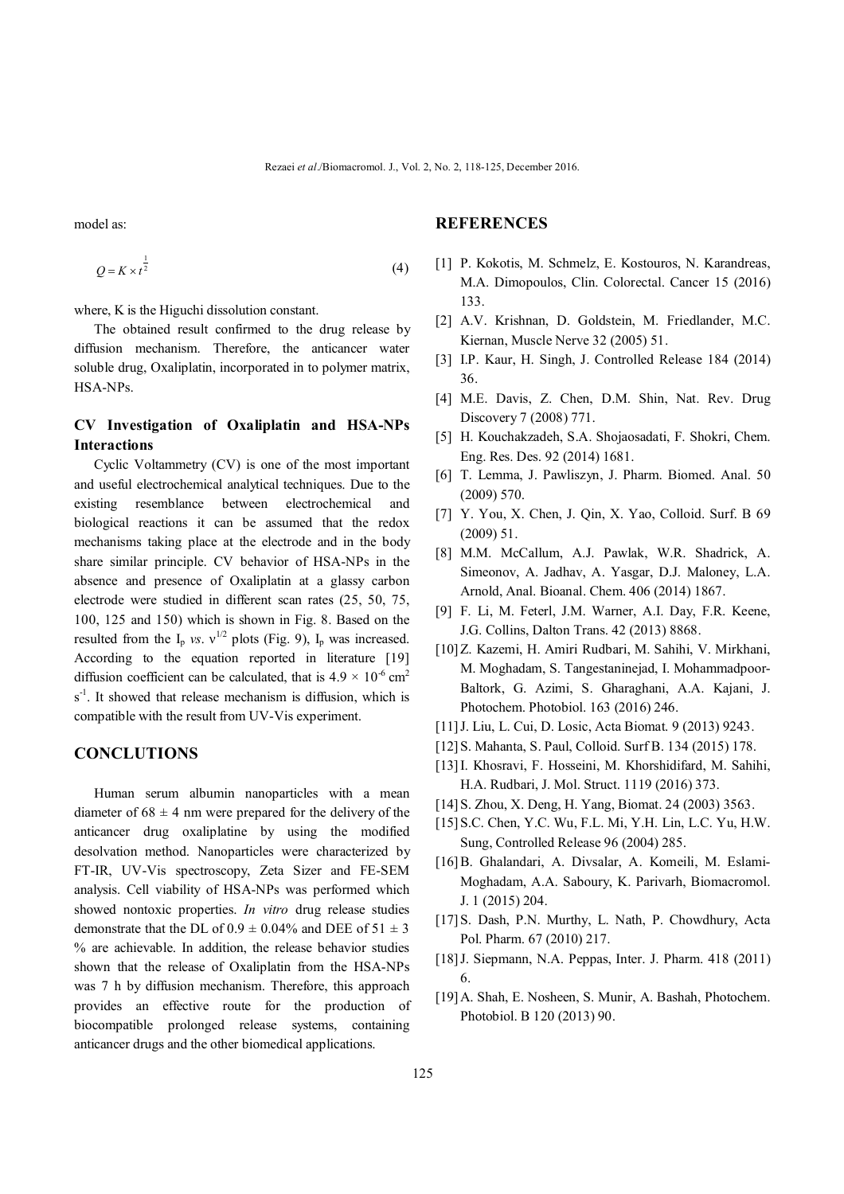model as:

$$Q = K \times t^{\frac{1}{2}} \tag{4}$$

where, K is the Higuchi dissolution constant.

The obtained result confirmed to the drug release by diffusion mechanism. Therefore, the anticancer water soluble drug, Oxaliplatin, incorporated in to polymer matrix, HSA-NPs.

## CV Investigation of Oxaliplatin and HSA-NPs Interactions

Cyclic Voltammetry (CV) is one of the most important and useful electrochemical analytical techniques. Due to the existing resemblance between electrochemical and biological reactions it can be assumed that the redox mechanisms taking place at the electrode and in the body share similar principle. CV behavior of HSA-NPs in the absence and presence of Oxaliplatin at a glassy carbon electrode were studied in different scan rates (25, 50, 75, 100, 125 and 150) which is shown in Fig. 8. Based on the resulted from the $I_p$ *vs*. $v^{1/2}$ plots (Fig. 9), $I_p$ was increased. According to the equation reported in literature [19] diffusion coefficient can be calculated, that is $4.9 \times 10^{-6}$ cm$^2$ s$^{-1}$. It showed that release mechanism is diffusion, which is compatible with the result from UV-Vis experiment.

## CONCLUTIONS

Human serum albumin nanoparticles with a mean diameter of $68 \pm 4$ nm were prepared for the delivery of the anticancer drug oxaliplatine by using the modified desolvation method. Nanoparticles were characterized by FT-IR, UV-Vis spectroscopy, Zeta Sizer and FE-SEM analysis. Cell viability of HSA-NPs was performed which showed nontoxic properties. *In vitro* drug release studies demonstrate that the DL of $0.9 \pm 0.04$% and DEE of $51 \pm 3$ % are achievable. In addition, the release behavior studies shown that the release of Oxaliplatin from the HSA-NPs was 7 h by diffusion mechanism. Therefore, this approach provides an effective route for the production of biocompatible prolonged release systems, containing anticancer drugs and the other biomedical applications.

## REFERENCES

[1] P. Kokotis, M. Schmelz, E. Kostouros, N. Karandreas, M.A. Dimopoulos, Clin. Colorectal. Cancer 15 (2016) 133.

[2] A.V. Krishnan, D. Goldstein, M. Friedlander, M.C. Kiernan, Muscle Nerve 32 (2005) 51.

[3] I.P. Kaur, H. Singh, J. Controlled Release 184 (2014) 36.

[4] M.E. Davis, Z. Chen, D.M. Shin, Nat. Rev. Drug Discovery 7 (2008) 771.

[5] H. Kouchakzadeh, S.A. Shojaosadati, F. Shokri, Chem. Eng. Res. Des. 92 (2014) 1681.

[6] T. Lemma, J. Pawliszyn, J. Pharm. Biomed. Anal. 50 (2009) 570.

[7] Y. You, X. Chen, J. Qin, X. Yao, Colloid. Surf. B 69 (2009) 51.

[8] M.M. McCallum, A.J. Pawlak, W.R. Shadrick, A. Simeonov, A. Jadhav, A. Yasgar, D.J. Maloney, L.A. Arnold, Anal. Bioanal. Chem. 406 (2014) 1867.

[9] F. Li, M. Feterl, J.M. Warner, A.I. Day, F.R. Keene, J.G. Collins, Dalton Trans. 42 (2013) 8868.

[10] Z. Kazemi, H. Amiri Rudbari, M. Sahihi, V. Mirkhani, M. Moghadam, S. Tangestaninejad, I. Mohammadpoor-Baltork, G. Azimi, S. Gharaghani, A.A. Kajani, J. Photochem. Photobiol. 163 (2016) 246.

[11] J. Liu, L. Cui, D. Losic, Acta Biomat. 9 (2013) 9243.

[12] S. Mahanta, S. Paul, Colloid. Surf B. 134 (2015) 178.

[13] I. Khosravi, F. Hosseini, M. Khorshidifard, M. Sahihi, H.A. Rudbari, J. Mol. Struct. 1119 (2016) 373.

[14] S. Zhou, X. Deng, H. Yang, Biomat. 24 (2003) 3563.

[15] S.C. Chen, Y.C. Wu, F.L. Mi, Y.H. Lin, L.C. Yu, H.W. Sung, Controlled Release 96 (2004) 285.

[16] B. Ghalandari, A. Divsalar, A. Komeili, M. Eslami-Moghadam, A.A. Saboury, K. Parivarh, Biomacromol. J. 1 (2015) 204.

[17] S. Dash, P.N. Murthy, L. Nath, P. Chowdhury, Acta Pol. Pharm. 67 (2010) 217.

[18] J. Siepmann, N.A. Peppas, Inter. J. Pharm. 418 (2011) 6.

[19] A. Shah, E. Nosheen, S. Munir, A. Bashah, Photochem. Photobiol. B 120 (2013) 90.